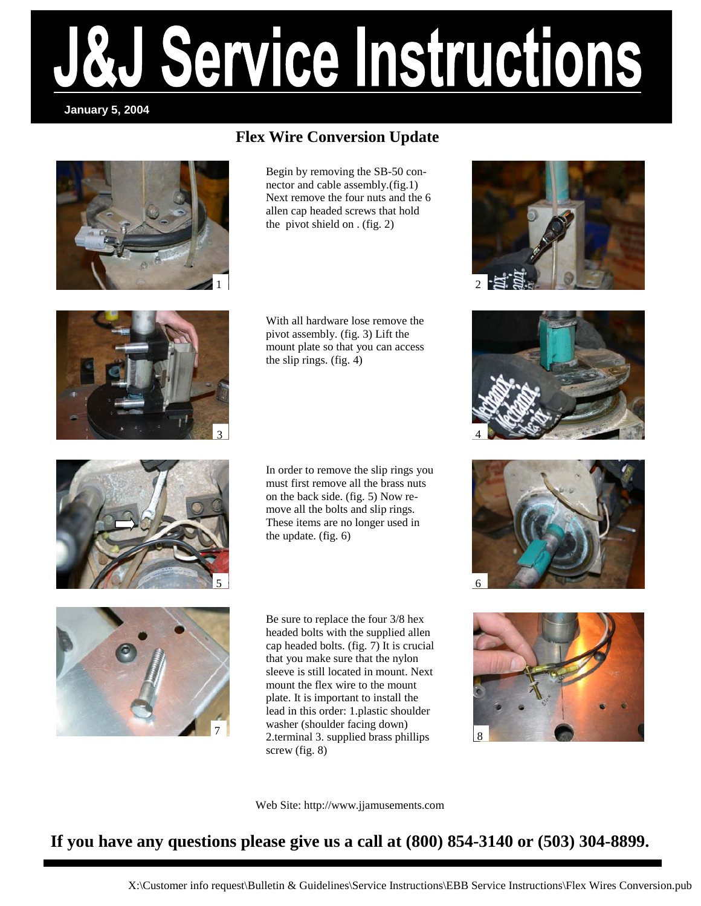# J&J Service Instructions

**January 5, 2004**

## Flex Wire Conversion Update

Begin by removing the SB-50 connector and cable assembly.(fig.1) Next remove the four nuts and the 6 allen cap headed screws that hold the pivot shield on . (fig. 2)

With all hardware lose remove the pivot assembly. (fig. 3) Lift the mount plate so that you can access the slip rings. (fig. 4)

In order to remove the slip rings you must first remove all the brass nuts on the back side. (fig. 5) Now remove all the bolts and slip rings. These items are no longer used in the update. (fig. 6)

Be sure to replace the four 3/8 hex headed bolts with the supplied allen cap headed bolts. (fig. 7) It is crucial that you make sure that the nylon sleeve is still located in mount. Next mount the flex wire to the mount plate. It is important to install the lead in this order: 1.plastic shoulder washer (shoulder facing down) 2.terminal 3. supplied brass phillips screw (fig. 8)

Web Site: http://www.jjamusements.com

**If you have any questions please give us a call at (800) 854-3140 or (503) 304-8899.**

X:\Customer info request\Bulletin & Guidelines\Service Instructions\EBB Service Instructions\Flex Wires Conversion.pub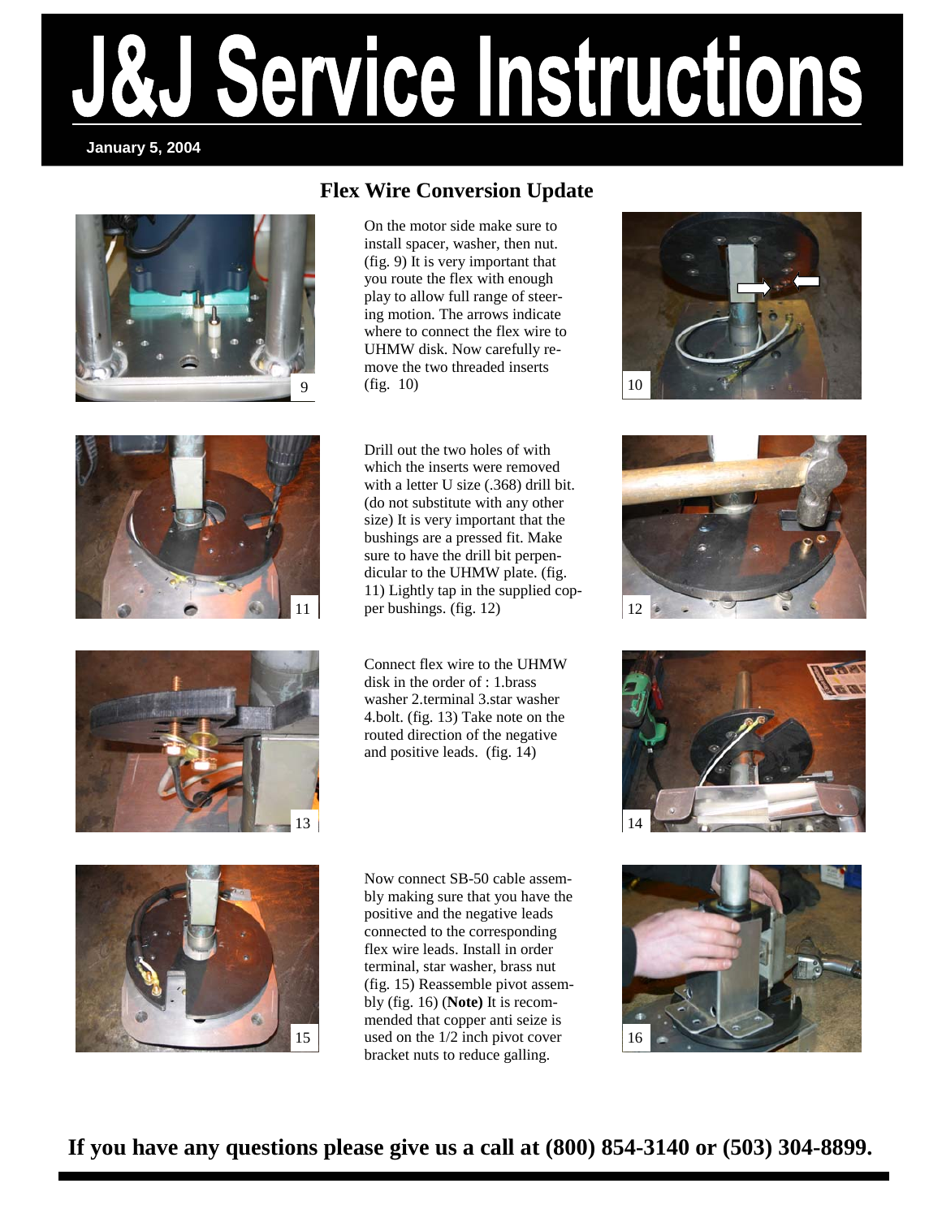# J&J Service Instructions

**January 5, 2004**

## Flex Wire Conversion Update

On the motor side make sure to install spacer, washer, then nut. (fig. 9) It is very important that you route the flex with enough play to allow full range of steering motion. The arrows indicate where to connect the flex wire to UHMW disk. Now carefully remove the two threaded inserts (fig. 10)

Drill out the two holes of with which the inserts were removed with a letter U size (.368) drill bit. (do not substitute with any other size) It is very important that the bushings are a pressed fit. Make sure to have the drill bit perpendicular to the UHMW plate. (fig. 11) Lightly tap in the supplied copper bushings. (fig. 12)

Connect flex wire to the UHMW disk in the order of : 1.brass washer 2.terminal 3.star washer 4.bolt. (fig. 13) Take note on the routed direction of the negative and positive leads. (fig. 14)

Now connect SB-50 cable assembly making sure that you have the positive and the negative leads connected to the corresponding flex wire leads. Install in order terminal, star washer, brass nut (fig. 15) Reassemble pivot assembly (fig. 16) (**Note)** It is recommended that copper anti seize is used on the 1/2 inch pivot cover bracket nuts to reduce galling.

**If you have any questions please give us a call at (800) 854-3140 or (503) 304-8899.**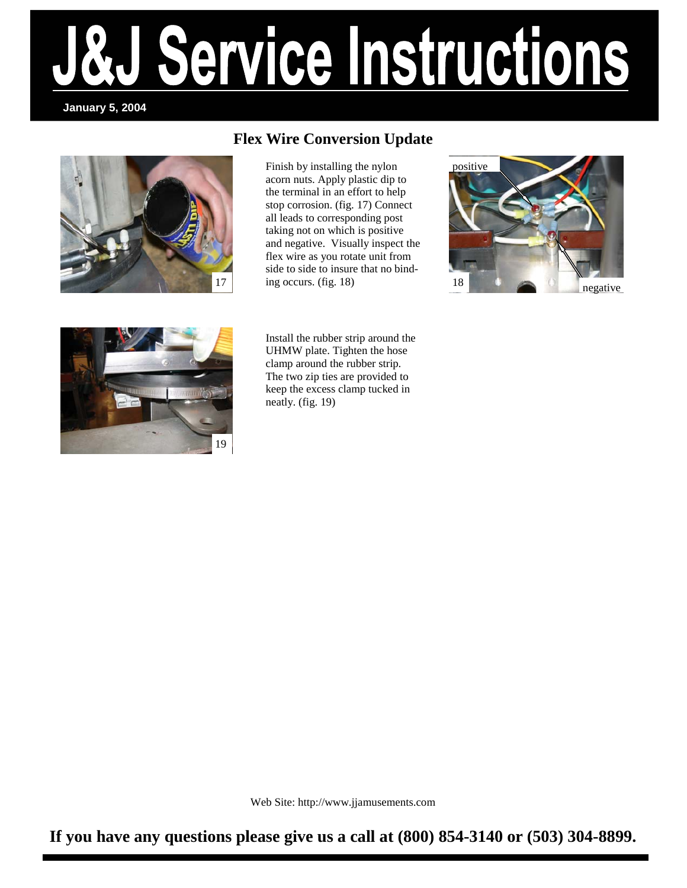# J&J Service Instructions

**January 5, 2004**

## Flex Wire Conversion Update

Finish by installing the nylon acorn nuts. Apply plastic dip to the terminal in an effort to help stop corrosion. (fig. 17) Connect all leads to corresponding post taking not on which is positive and negative. Visually inspect the flex wire as you rotate unit from side to side to insure that no binding occurs. (fig. 18)

Install the rubber strip around the UHMW plate. Tighten the hose clamp around the rubber strip. The two zip ties are provided to keep the excess clamp tucked in neatly. (fig. 19)

Web Site: http://www.jjamusements.com

**If you have any questions please give us a call at (800) 854-3140 or (503) 304-8899.**